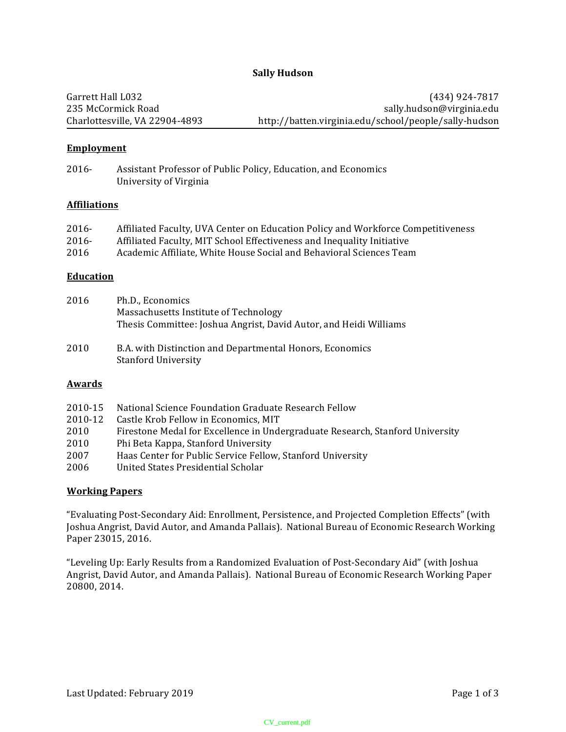# Sally Hudson

Garrett Hall L032
235 McCormick Road
Charlottesville, VA 22904-4893

(434) 924-7817
sally.hudson@virginia.edu
http://batten.virginia.edu/school/people/sally-hudson

## Employment

2016- Assistant Professor of Public Policy, Education, and Economics
University of Virginia

## Affiliations

2016- Affiliated Faculty, UVA Center on Education Policy and Workforce Competitiveness
2016- Affiliated Faculty, MIT School Effectiveness and Inequality Initiative
2016 Academic Affiliate, White House Social and Behavioral Sciences Team

## Education

2016 Ph.D., Economics
Massachusetts Institute of Technology
Thesis Committee: Joshua Angrist, David Autor, and Heidi Williams

2010 B.A. with Distinction and Departmental Honors, Economics
Stanford University

## Awards

2010-15 National Science Foundation Graduate Research Fellow
2010-12 Castle Krob Fellow in Economics, MIT
2010 Firestone Medal for Excellence in Undergraduate Research, Stanford University
2010 Phi Beta Kappa, Stanford University
2007 Haas Center for Public Service Fellow, Stanford University
2006 United States Presidential Scholar

## Working Papers

"Evaluating Post-Secondary Aid: Enrollment, Persistence, and Projected Completion Effects" (with Joshua Angrist, David Autor, and Amanda Pallais). National Bureau of Economic Research Working Paper 23015, 2016.

"Leveling Up: Early Results from a Randomized Evaluation of Post-Secondary Aid" (with Joshua Angrist, David Autor, and Amanda Pallais). National Bureau of Economic Research Working Paper 20800, 2014.

Last Updated: February 2019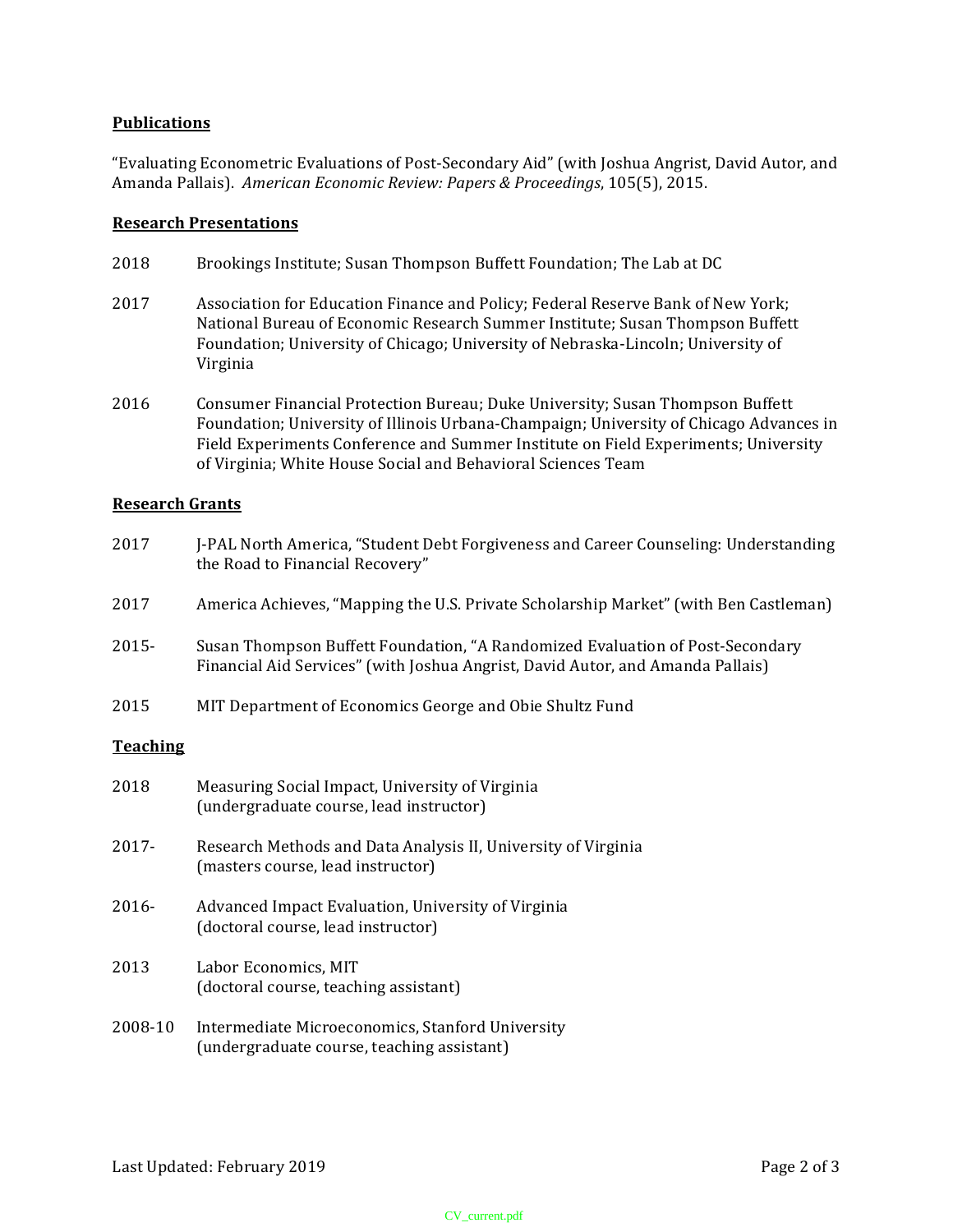## Publications

"Evaluating Econometric Evaluations of Post-Secondary Aid" (with Joshua Angrist, David Autor, and Amanda Pallais). *American Economic Review: Papers & Proceedings*, 105(5), 2015.

## Research Presentations

2018 Brookings Institute; Susan Thompson Buffett Foundation; The Lab at DC

2017 Association for Education Finance and Policy; Federal Reserve Bank of New York; National Bureau of Economic Research Summer Institute; Susan Thompson Buffett Foundation; University of Chicago; University of Nebraska-Lincoln; University of Virginia

2016 Consumer Financial Protection Bureau; Duke University; Susan Thompson Buffett Foundation; University of Illinois Urbana-Champaign; University of Chicago Advances in Field Experiments Conference and Summer Institute on Field Experiments; University of Virginia; White House Social and Behavioral Sciences Team

## Research Grants

2017 J-PAL North America, "Student Debt Forgiveness and Career Counseling: Understanding the Road to Financial Recovery"

2017 America Achieves, "Mapping the U.S. Private Scholarship Market" (with Ben Castleman)

2015- Susan Thompson Buffett Foundation, "A Randomized Evaluation of Post-Secondary Financial Aid Services" (with Joshua Angrist, David Autor, and Amanda Pallais)

2015 MIT Department of Economics George and Obie Shultz Fund

## Teaching

2018 Measuring Social Impact, University of Virginia
(undergraduate course, lead instructor)

2017- Research Methods and Data Analysis II, University of Virginia
(masters course, lead instructor)

2016- Advanced Impact Evaluation, University of Virginia
(doctoral course, lead instructor)

2013 Labor Economics, MIT
(doctoral course, teaching assistant)

2008-10 Intermediate Microeconomics, Stanford University
(undergraduate course, teaching assistant)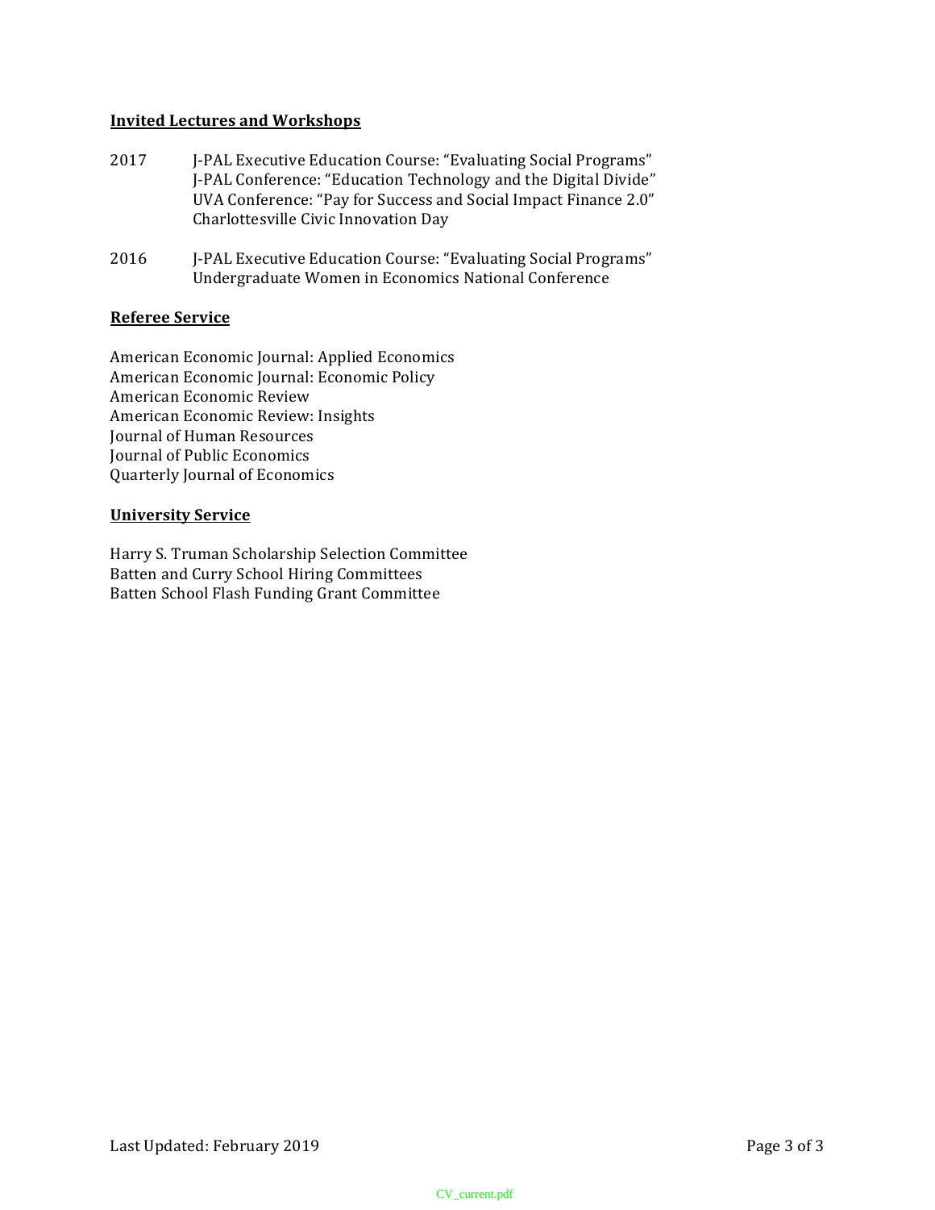## Invited Lectures and Workshops

2017 J-PAL Executive Education Course: "Evaluating Social Programs"
J-PAL Conference: "Education Technology and the Digital Divide"
UVA Conference: "Pay for Success and Social Impact Finance 2.0"
Charlottesville Civic Innovation Day

2016 J-PAL Executive Education Course: "Evaluating Social Programs"
Undergraduate Women in Economics National Conference

## Referee Service

American Economic Journal: Applied Economics
American Economic Journal: Economic Policy
American Economic Review
American Economic Review: Insights
Journal of Human Resources
Journal of Public Economics
Quarterly Journal of Economics

## University Service

Harry S. Truman Scholarship Selection Committee
Batten and Curry School Hiring Committees
Batten School Flash Funding Grant Committee

Last Updated: February 2019